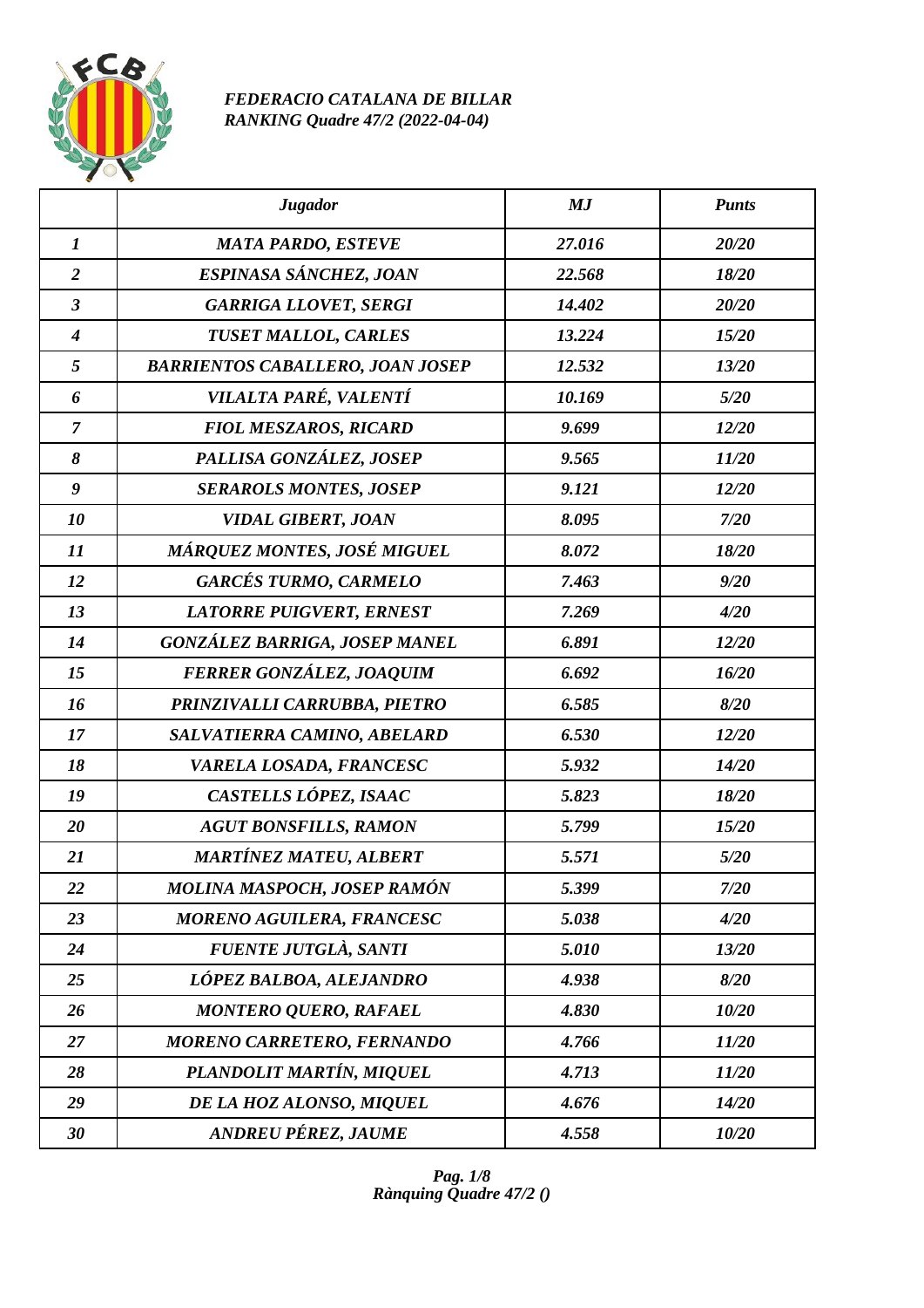*FEDERACIO CATALANA DE BILLAR*
*RANKING Quadre 47/2 (2022-04-04)*

| | ***Jugador*** | ***MJ*** | ***Punts*** |
|---|---|---|---|
| *1* | *MATA PARDO, ESTEVE* | *27.016* | *20/20* |
| *2* | *ESPINASA SÁNCHEZ, JOAN* | *22.568* | *18/20* |
| *3* | *GARRIGA LLOVET, SERGI* | *14.402* | *20/20* |
| *4* | *TUSET MALLOL, CARLES* | *13.224* | *15/20* |
| *5* | *BARRIENTOS CABALLERO, JOAN JOSEP* | *12.532* | *13/20* |
| *6* | *VILALTA PARÉ, VALENTÍ* | *10.169* | *5/20* |
| *7* | *FIOL MESZAROS, RICARD* | *9.699* | *12/20* |
| *8* | *PALLISA GONZÁLEZ, JOSEP* | *9.565* | *11/20* |
| *9* | *SERAROLS MONTES, JOSEP* | *9.121* | *12/20* |
| *10* | *VIDAL GIBERT, JOAN* | *8.095* | *7/20* |
| *11* | *MÁRQUEZ MONTES, JOSÉ MIGUEL* | *8.072* | *18/20* |
| *12* | *GARCÉS TURMO, CARMELO* | *7.463* | *9/20* |
| *13* | *LATORRE PUIGVERT, ERNEST* | *7.269* | *4/20* |
| *14* | *GONZÁLEZ BARRIGA, JOSEP MANEL* | *6.891* | *12/20* |
| *15* | *FERRER GONZÁLEZ, JOAQUIM* | *6.692* | *16/20* |
| *16* | *PRINZIVALLI CARRUBBA, PIETRO* | *6.585* | *8/20* |
| *17* | *SALVATIERRA CAMINO, ABELARD* | *6.530* | *12/20* |
| *18* | *VARELA LOSADA, FRANCESC* | *5.932* | *14/20* |
| *19* | *CASTELLS LÓPEZ, ISAAC* | *5.823* | *18/20* |
| *20* | *AGUT BONSFILLS, RAMON* | *5.799* | *15/20* |
| *21* | *MARTÍNEZ MATEU, ALBERT* | *5.571* | *5/20* |
| *22* | *MOLINA MASPOCH, JOSEP RAMÓN* | *5.399* | *7/20* |
| *23* | *MORENO AGUILERA, FRANCESC* | *5.038* | *4/20* |
| *24* | *FUENTE JUTGLÀ, SANTI* | *5.010* | *13/20* |
| *25* | *LÓPEZ BALBOA, ALEJANDRO* | *4.938* | *8/20* |
| *26* | *MONTERO QUERO, RAFAEL* | *4.830* | *10/20* |
| *27* | *MORENO CARRETERO, FERNANDO* | *4.766* | *11/20* |
| *28* | *PLANDOLIT MARTÍN, MIQUEL* | *4.713* | *11/20* |
| *29* | *DE LA HOZ ALONSO, MIQUEL* | *4.676* | *14/20* |
| *30* | *ANDREU PÉREZ, JAUME* | *4.558* | *10/20* |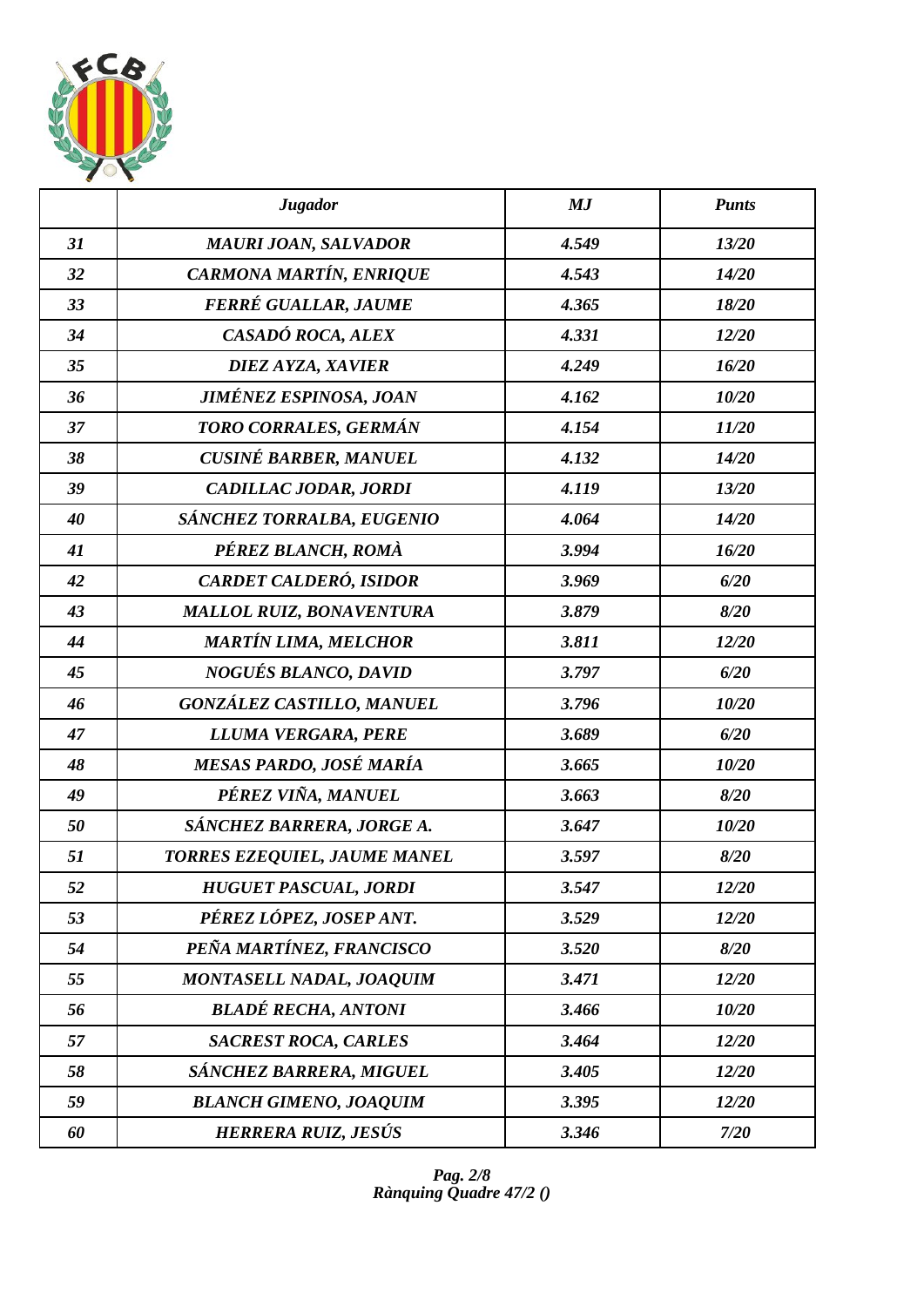| | *Jugador* | *MJ* | *Punts* |
|---|---|---|---|
| *31* | *MAURI JOAN, SALVADOR* | *4.549* | *13/20* |
| *32* | *CARMONA MARTÍN, ENRIQUE* | *4.543* | *14/20* |
| *33* | *FERRÉ GUALLAR, JAUME* | *4.365* | *18/20* |
| *34* | *CASADÓ ROCA, ALEX* | *4.331* | *12/20* |
| *35* | *DIEZ AYZA, XAVIER* | *4.249* | *16/20* |
| *36* | *JIMÉNEZ ESPINOSA, JOAN* | *4.162* | *10/20* |
| *37* | *TORO CORRALES, GERMÁN* | *4.154* | *11/20* |
| *38* | *CUSINÉ BARBER, MANUEL* | *4.132* | *14/20* |
| *39* | *CADILLAC JODAR, JORDI* | *4.119* | *13/20* |
| *40* | *SÁNCHEZ TORRALBA, EUGENIO* | *4.064* | *14/20* |
| *41* | *PÉREZ BLANCH, ROMÀ* | *3.994* | *16/20* |
| *42* | *CARDET CALDERÓ, ISIDOR* | *3.969* | *6/20* |
| *43* | *MALLOL RUIZ, BONAVENTURA* | *3.879* | *8/20* |
| *44* | *MARTÍN LIMA, MELCHOR* | *3.811* | *12/20* |
| *45* | *NOGUÉS BLANCO, DAVID* | *3.797* | *6/20* |
| *46* | *GONZÁLEZ CASTILLO, MANUEL* | *3.796* | *10/20* |
| *47* | *LLUMA VERGARA, PERE* | *3.689* | *6/20* |
| *48* | *MESAS PARDO, JOSÉ MARÍA* | *3.665* | *10/20* |
| *49* | *PÉREZ VIÑA, MANUEL* | *3.663* | *8/20* |
| *50* | *SÁNCHEZ BARRERA, JORGE A.* | *3.647* | *10/20* |
| *51* | *TORRES EZEQUIEL, JAUME MANEL* | *3.597* | *8/20* |
| *52* | *HUGUET PASCUAL, JORDI* | *3.547* | *12/20* |
| *53* | *PÉREZ LÓPEZ, JOSEP ANT.* | *3.529* | *12/20* |
| *54* | *PEÑA MARTÍNEZ, FRANCISCO* | *3.520* | *8/20* |
| *55* | *MONTASELL NADAL, JOAQUIM* | *3.471* | *12/20* |
| *56* | *BLADÉ RECHA, ANTONI* | *3.466* | *10/20* |
| *57* | *SACREST ROCA, CARLES* | *3.464* | *12/20* |
| *58* | *SÁNCHEZ BARRERA, MIGUEL* | *3.405* | *12/20* |
| *59* | *BLANCH GIMENO, JOAQUIM* | *3.395* | *12/20* |
| *60* | *HERRERA RUIZ, JESÚS* | *3.346* | *7/20* |

*Rànquing Quadre 47/2 ()*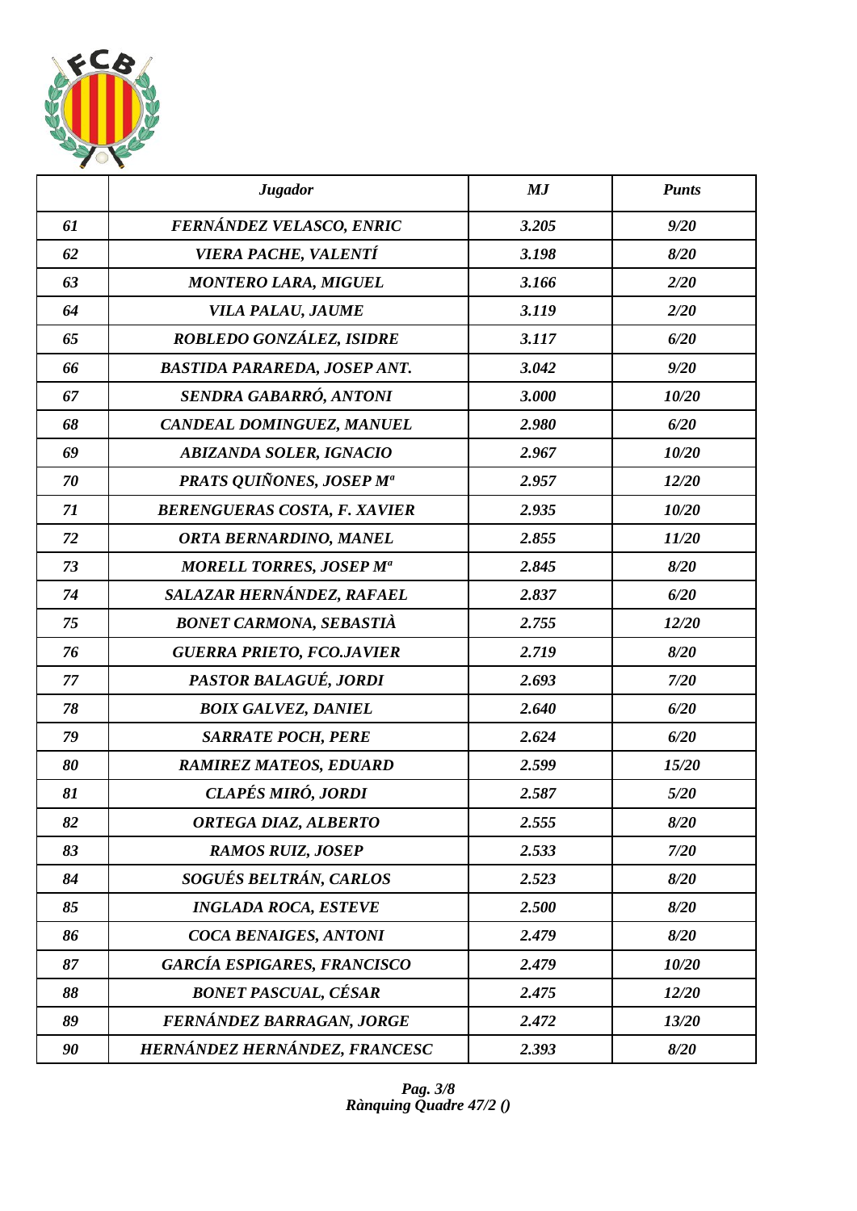| | *Jugador* | *MJ* | *Punts* |
|---|---|---|---|
| *61* | *FERNÁNDEZ VELASCO, ENRIC* | *3.205* | *9/20* |
| *62* | *VIERA PACHE, VALENTÍ* | *3.198* | *8/20* |
| *63* | *MONTERO LARA, MIGUEL* | *3.166* | *2/20* |
| *64* | *VILA PALAU, JAUME* | *3.119* | *2/20* |
| *65* | *ROBLEDO GONZÁLEZ, ISIDRE* | *3.117* | *6/20* |
| *66* | *BASTIDA PARAREDA, JOSEP ANT.* | *3.042* | *9/20* |
| *67* | *SENDRA GABARRÓ, ANTONI* | *3.000* | *10/20* |
| *68* | *CANDEAL DOMINGUEZ, MANUEL* | *2.980* | *6/20* |
| *69* | *ABIZANDA SOLER, IGNACIO* | *2.967* | *10/20* |
| *70* | *PRATS QUIÑONES, JOSEP Mª* | *2.957* | *12/20* |
| *71* | *BERENGUERAS COSTA, F. XAVIER* | *2.935* | *10/20* |
| *72* | *ORTA BERNARDINO, MANEL* | *2.855* | *11/20* |
| *73* | *MORELL TORRES, JOSEP Mª* | *2.845* | *8/20* |
| *74* | *SALAZAR HERNÁNDEZ, RAFAEL* | *2.837* | *6/20* |
| *75* | *BONET CARMONA, SEBASTIÀ* | *2.755* | *12/20* |
| *76* | *GUERRA PRIETO, FCO.JAVIER* | *2.719* | *8/20* |
| *77* | *PASTOR BALAGUÉ, JORDI* | *2.693* | *7/20* |
| *78* | *BOIX GALVEZ, DANIEL* | *2.640* | *6/20* |
| *79* | *SARRATE POCH, PERE* | *2.624* | *6/20* |
| *80* | *RAMIREZ MATEOS, EDUARD* | *2.599* | *15/20* |
| *81* | *CLAPÉS MIRÓ, JORDI* | *2.587* | *5/20* |
| *82* | *ORTEGA DIAZ, ALBERTO* | *2.555* | *8/20* |
| *83* | *RAMOS RUIZ, JOSEP* | *2.533* | *7/20* |
| *84* | *SOGUÉS BELTRÁN, CARLOS* | *2.523* | *8/20* |
| *85* | *INGLADA ROCA, ESTEVE* | *2.500* | *8/20* |
| *86* | *COCA BENAIGES, ANTONI* | *2.479* | *8/20* |
| *87* | *GARCÍA ESPIGARES, FRANCISCO* | *2.479* | *10/20* |
| *88* | *BONET PASCUAL, CÉSAR* | *2.475* | *12/20* |
| *89* | *FERNÁNDEZ BARRAGAN, JORGE* | *2.472* | *13/20* |
| *90* | *HERNÁNDEZ HERNÁNDEZ, FRANCESC* | *2.393* | *8/20* |

*Rànquing Quadre 47/2 ()*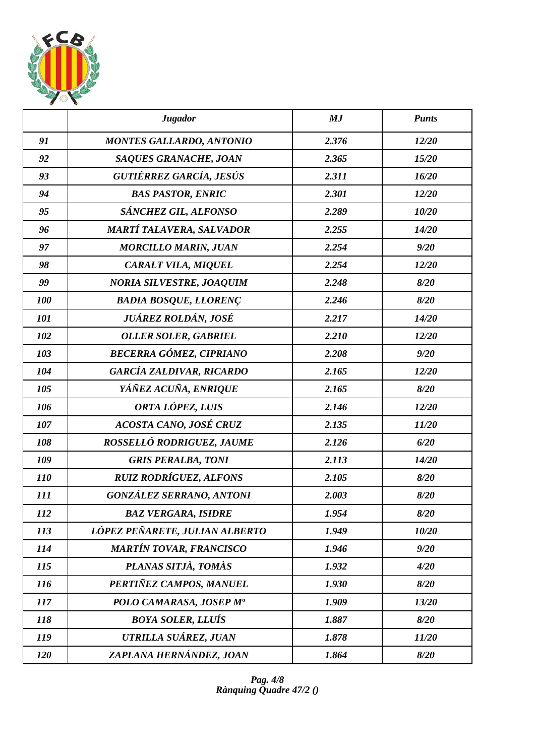| | *Jugador* | *MJ* | *Punts* |
|---|---|---|---|
| *91* | *MONTES GALLARDO, ANTONIO* | *2.376* | *12/20* |
| *92* | *SAQUES GRANACHE, JOAN* | *2.365* | *15/20* |
| *93* | *GUTIÉRREZ GARCÍA, JESÚS* | *2.311* | *16/20* |
| *94* | *BAS PASTOR, ENRIC* | *2.301* | *12/20* |
| *95* | *SÁNCHEZ GIL, ALFONSO* | *2.289* | *10/20* |
| *96* | *MARTÍ TALAVERA, SALVADOR* | *2.255* | *14/20* |
| *97* | *MORCILLO MARIN, JUAN* | *2.254* | *9/20* |
| *98* | *CARALT VILA, MIQUEL* | *2.254* | *12/20* |
| *99* | *NORIA SILVESTRE, JOAQUIM* | *2.248* | *8/20* |
| *100* | *BADIA BOSQUE, LLORENÇ* | *2.246* | *8/20* |
| *101* | *JUÁREZ ROLDÁN, JOSÉ* | *2.217* | *14/20* |
| *102* | *OLLER SOLER, GABRIEL* | *2.210* | *12/20* |
| *103* | *BECERRA GÓMEZ, CIPRIANO* | *2.208* | *9/20* |
| *104* | *GARCÍA ZALDIVAR, RICARDO* | *2.165* | *12/20* |
| *105* | *YÁÑEZ ACUÑA, ENRIQUE* | *2.165* | *8/20* |
| *106* | *ORTA LÓPEZ, LUIS* | *2.146* | *12/20* |
| *107* | *ACOSTA CANO, JOSÉ CRUZ* | *2.135* | *11/20* |
| *108* | *ROSSELLÓ RODRIGUEZ, JAUME* | *2.126* | *6/20* |
| *109* | *GRIS PERALBA, TONI* | *2.113* | *14/20* |
| *110* | *RUIZ RODRÍGUEZ, ALFONS* | *2.105* | *8/20* |
| *111* | *GONZÁLEZ SERRANO, ANTONI* | *2.003* | *8/20* |
| *112* | *BAZ VERGARA, ISIDRE* | *1.954* | *8/20* |
| *113* | *LÓPEZ PEÑARETE, JULIAN ALBERTO* | *1.949* | *10/20* |
| *114* | *MARTÍN TOVAR, FRANCISCO* | *1.946* | *9/20* |
| *115* | *PLANAS SITJÀ, TOMÀS* | *1.932* | *4/20* |
| *116* | *PERTIÑEZ CAMPOS, MANUEL* | *1.930* | *8/20* |
| *117* | *POLO CAMARASA, JOSEP Mª* | *1.909* | *13/20* |
| *118* | *BOYA SOLER, LLUÍS* | *1.887* | *8/20* |
| *119* | *UTRILLA SUÁREZ, JUAN* | *1.878* | *11/20* |
| *120* | *ZAPLANA HERNÁNDEZ, JOAN* | *1.864* | *8/20* |

*Rànquing Quadre 47/2 ()*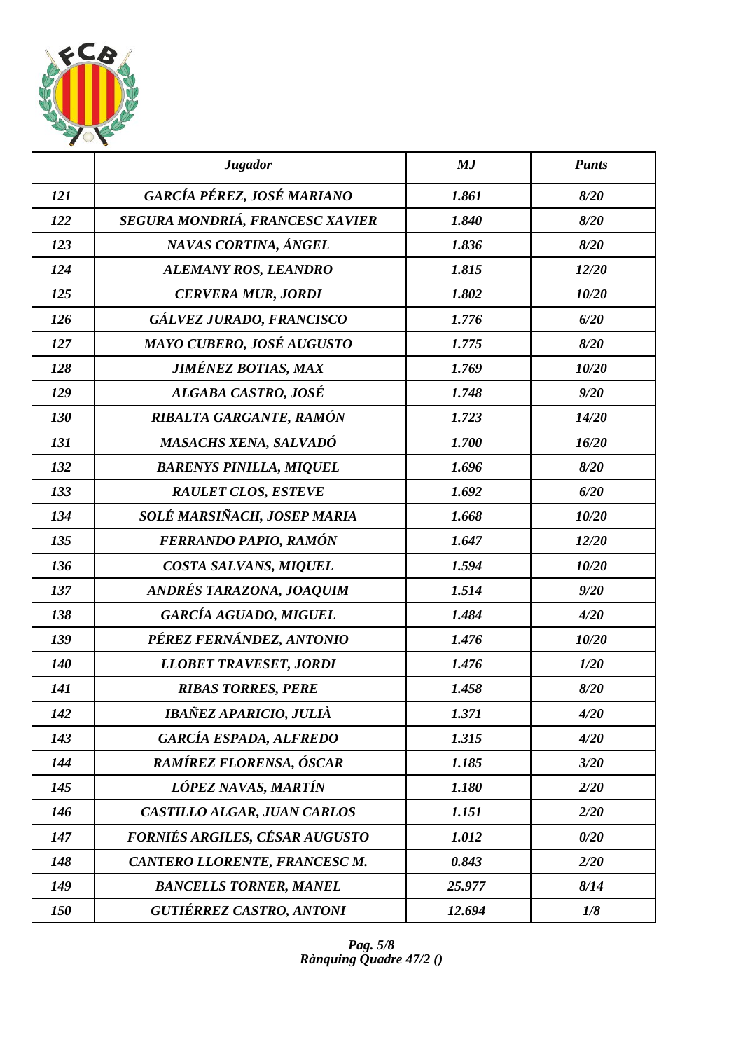| | *Jugador* | *MJ* | *Punts* |
|---|---|---|---|
| *121* | *GARCÍA PÉREZ, JOSÉ MARIANO* | *1.861* | *8/20* |
| *122* | *SEGURA MONDRIÁ, FRANCESC XAVIER* | *1.840* | *8/20* |
| *123* | *NAVAS CORTINA, ÁNGEL* | *1.836* | *8/20* |
| *124* | *ALEMANY ROS, LEANDRO* | *1.815* | *12/20* |
| *125* | *CERVERA MUR, JORDI* | *1.802* | *10/20* |
| *126* | *GÁLVEZ JURADO, FRANCISCO* | *1.776* | *6/20* |
| *127* | *MAYO CUBERO, JOSÉ AUGUSTO* | *1.775* | *8/20* |
| *128* | *JIMÉNEZ BOTIAS, MAX* | *1.769* | *10/20* |
| *129* | *ALGABA CASTRO, JOSÉ* | *1.748* | *9/20* |
| *130* | *RIBALTA GARGANTE, RAMÓN* | *1.723* | *14/20* |
| *131* | *MASACHS XENA, SALVADÓ* | *1.700* | *16/20* |
| *132* | *BARENYS PINILLA, MIQUEL* | *1.696* | *8/20* |
| *133* | *RAULET CLOS, ESTEVE* | *1.692* | *6/20* |
| *134* | *SOLÉ MARSIÑACH, JOSEP MARIA* | *1.668* | *10/20* |
| *135* | *FERRANDO PAPIO, RAMÓN* | *1.647* | *12/20* |
| *136* | *COSTA SALVANS, MIQUEL* | *1.594* | *10/20* |
| *137* | *ANDRÉS TARAZONA, JOAQUIM* | *1.514* | *9/20* |
| *138* | *GARCÍA AGUADO, MIGUEL* | *1.484* | *4/20* |
| *139* | *PÉREZ FERNÁNDEZ, ANTONIO* | *1.476* | *10/20* |
| *140* | *LLOBET TRAVESET, JORDI* | *1.476* | *1/20* |
| *141* | *RIBAS TORRES, PERE* | *1.458* | *8/20* |
| *142* | *IBAÑEZ APARICIO, JULIÀ* | *1.371* | *4/20* |
| *143* | *GARCÍA ESPADA, ALFREDO* | *1.315* | *4/20* |
| *144* | *RAMÍREZ FLORENSA, ÓSCAR* | *1.185* | *3/20* |
| *145* | *LÓPEZ NAVAS, MARTÍN* | *1.180* | *2/20* |
| *146* | *CASTILLO ALGAR, JUAN CARLOS* | *1.151* | *2/20* |
| *147* | *FORNIÉS ARGILES, CÉSAR AUGUSTO* | *1.012* | *0/20* |
| *148* | *CANTERO LLORENTE, FRANCESC M.* | *0.843* | *2/20* |
| *149* | *BANCELLS TORNER, MANEL* | *25.977* | *8/14* |
| *150* | *GUTIÉRREZ CASTRO, ANTONI* | *12.694* | *1/8* |

*Rànquing Quadre 47/2 ()*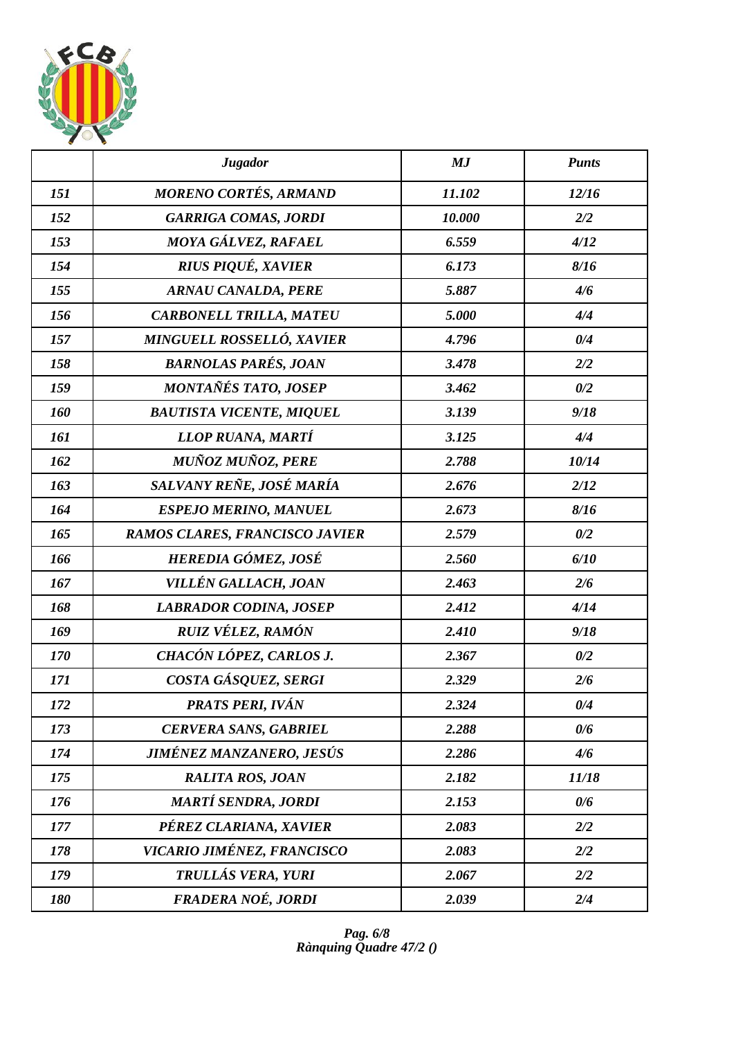| | *Jugador* | *MJ* | *Punts* |
|---|---|---|---|
| *151* | *MORENO CORTÉS, ARMAND* | *11.102* | *12/16* |
| *152* | *GARRIGA COMAS, JORDI* | *10.000* | *2/2* |
| *153* | *MOYA GÁLVEZ, RAFAEL* | *6.559* | *4/12* |
| *154* | *RIUS PIQUÉ, XAVIER* | *6.173* | *8/16* |
| *155* | *ARNAU CANALDA, PERE* | *5.887* | *4/6* |
| *156* | *CARBONELL TRILLA, MATEU* | *5.000* | *4/4* |
| *157* | *MINGUELL ROSSELLÓ, XAVIER* | *4.796* | *0/4* |
| *158* | *BARNOLAS PARÉS, JOAN* | *3.478* | *2/2* |
| *159* | *MONTAÑÉS TATO, JOSEP* | *3.462* | *0/2* |
| *160* | *BAUTISTA VICENTE, MIQUEL* | *3.139* | *9/18* |
| *161* | *LLOP RUANA, MARTÍ* | *3.125* | *4/4* |
| *162* | *MUÑOZ MUÑOZ, PERE* | *2.788* | *10/14* |
| *163* | *SALVANY REÑE, JOSÉ MARÍA* | *2.676* | *2/12* |
| *164* | *ESPEJO MERINO, MANUEL* | *2.673* | *8/16* |
| *165* | *RAMOS CLARES, FRANCISCO JAVIER* | *2.579* | *0/2* |
| *166* | *HEREDIA GÓMEZ, JOSÉ* | *2.560* | *6/10* |
| *167* | *VILLÉN GALLACH, JOAN* | *2.463* | *2/6* |
| *168* | *LABRADOR CODINA, JOSEP* | *2.412* | *4/14* |
| *169* | *RUIZ VÉLEZ, RAMÓN* | *2.410* | *9/18* |
| *170* | *CHACÓN LÓPEZ, CARLOS J.* | *2.367* | *0/2* |
| *171* | *COSTA GÁSQUEZ, SERGI* | *2.329* | *2/6* |
| *172* | *PRATS PERI, IVÁN* | *2.324* | *0/4* |
| *173* | *CERVERA SANS, GABRIEL* | *2.288* | *0/6* |
| *174* | *JIMÉNEZ MANZANERO, JESÚS* | *2.286* | *4/6* |
| *175* | *RALITA ROS, JOAN* | *2.182* | *11/18* |
| *176* | *MARTÍ SENDRA, JORDI* | *2.153* | *0/6* |
| *177* | *PÉREZ CLARIANA, XAVIER* | *2.083* | *2/2* |
| *178* | *VICARIO JIMÉNEZ, FRANCISCO* | *2.083* | *2/2* |
| *179* | *TRULLÁS VERA, YURI* | *2.067* | *2/2* |
| *180* | *FRADERA NOÉ, JORDI* | *2.039* | *2/4* |

*Rànquing Quadre 47/2 ()*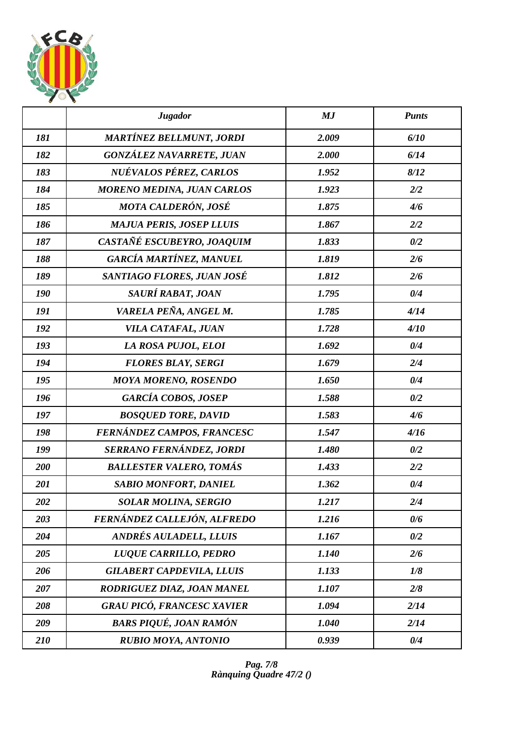| | *Jugador* | *MJ* | *Punts* |
|---|---|---|---|
| *181* | *MARTÍNEZ BELLMUNT, JORDI* | *2.009* | *6/10* |
| *182* | *GONZÁLEZ NAVARRETE, JUAN* | *2.000* | *6/14* |
| *183* | *NUÉVALOS PÉREZ, CARLOS* | *1.952* | *8/12* |
| *184* | *MORENO MEDINA, JUAN CARLOS* | *1.923* | *2/2* |
| *185* | *MOTA CALDERÓN, JOSÉ* | *1.875* | *4/6* |
| *186* | *MAJUA PERIS, JOSEP LLUIS* | *1.867* | *2/2* |
| *187* | *CASTAÑÉ ESCUBEYRO, JOAQUIM* | *1.833* | *0/2* |
| *188* | *GARCÍA MARTÍNEZ, MANUEL* | *1.819* | *2/6* |
| *189* | *SANTIAGO FLORES, JUAN JOSÉ* | *1.812* | *2/6* |
| *190* | *SAURÍ RABAT, JOAN* | *1.795* | *0/4* |
| *191* | *VARELA PEÑA, ANGEL M.* | *1.785* | *4/14* |
| *192* | *VILA CATAFAL, JUAN* | *1.728* | *4/10* |
| *193* | *LA ROSA PUJOL, ELOI* | *1.692* | *0/4* |
| *194* | *FLORES BLAY, SERGI* | *1.679* | *2/4* |
| *195* | *MOYA MORENO, ROSENDO* | *1.650* | *0/4* |
| *196* | *GARCÍA COBOS, JOSEP* | *1.588* | *0/2* |
| *197* | *BOSQUED TORE, DAVID* | *1.583* | *4/6* |
| *198* | *FERNÁNDEZ CAMPOS, FRANCESC* | *1.547* | *4/16* |
| *199* | *SERRANO FERNÁNDEZ, JORDI* | *1.480* | *0/2* |
| *200* | *BALLESTER VALERO, TOMÁS* | *1.433* | *2/2* |
| *201* | *SABIO MONFORT, DANIEL* | *1.362* | *0/4* |
| *202* | *SOLAR MOLINA, SERGIO* | *1.217* | *2/4* |
| *203* | *FERNÁNDEZ CALLEJÓN, ALFREDO* | *1.216* | *0/6* |
| *204* | *ANDRÉS AULADELL, LLUIS* | *1.167* | *0/2* |
| *205* | *LUQUE CARRILLO, PEDRO* | *1.140* | *2/6* |
| *206* | *GILABERT CAPDEVILA, LLUIS* | *1.133* | *1/8* |
| *207* | *RODRIGUEZ DIAZ, JOAN MANEL* | *1.107* | *2/8* |
| *208* | *GRAU PICÓ, FRANCESC XAVIER* | *1.094* | *2/14* |
| *209* | *BARS PIQUÉ, JOAN RAMÓN* | *1.040* | *2/14* |
| *210* | *RUBIO MOYA, ANTONIO* | *0.939* | *0/4* |

*Rànquing Quadre 47/2 ()*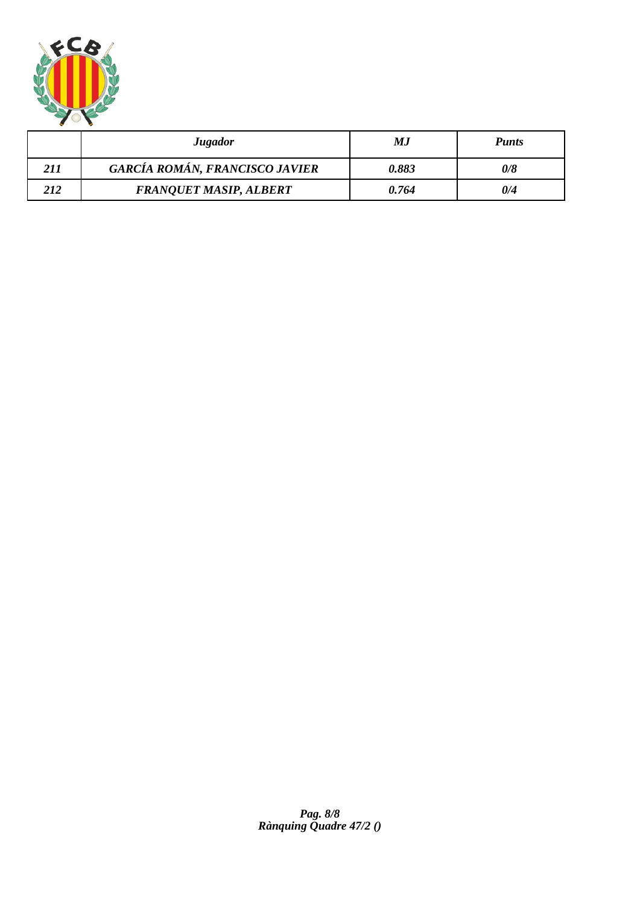| | *Jugador* | *MJ* | *Punts* |
|---|---|---|---|
| *211* | *GARCÍA ROMÁN, FRANCISCO JAVIER* | *0.883* | *0/8* |
| *212* | *FRANQUET MASIP, ALBERT* | *0.764* | *0/4* |